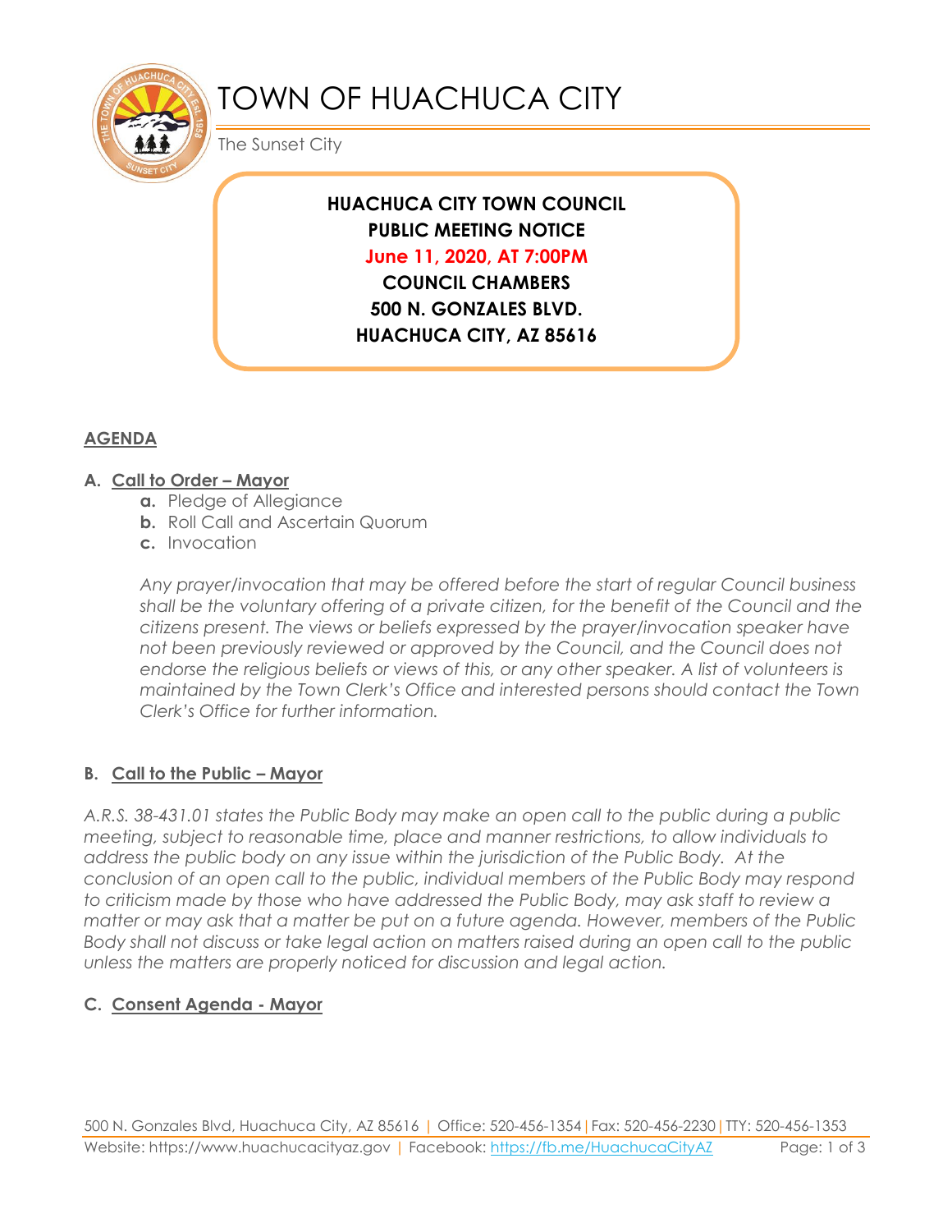# TOWN OF HUACHUCA CITY

The Sunset City

**HUACHUCA CITY TOWN COUNCIL**
**PUBLIC MEETING NOTICE**
**June 11, 2020, AT 7:00PM**
**COUNCIL CHAMBERS**
**500 N. GONZALES BLVD.**
**HUACHUCA CITY, AZ 85616**

## AGENDA

### A. Call to Order – Mayor

- **a.** Pledge of Allegiance
- **b.** Roll Call and Ascertain Quorum
- **c.** Invocation

*Any prayer/invocation that may be offered before the start of regular Council business shall be the voluntary offering of a private citizen, for the benefit of the Council and the citizens present. The views or beliefs expressed by the prayer/invocation speaker have not been previously reviewed or approved by the Council, and the Council does not endorse the religious beliefs or views of this, or any other speaker. A list of volunteers is maintained by the Town Clerk's Office and interested persons should contact the Town Clerk's Office for further information.*

### B. Call to the Public – Mayor

*A.R.S. 38-431.01 states the Public Body may make an open call to the public during a public meeting, subject to reasonable time, place and manner restrictions, to allow individuals to address the public body on any issue within the jurisdiction of the Public Body. At the conclusion of an open call to the public, individual members of the Public Body may respond to criticism made by those who have addressed the Public Body, may ask staff to review a matter or may ask that a matter be put on a future agenda. However, members of the Public Body shall not discuss or take legal action on matters raised during an open call to the public unless the matters are properly noticed for discussion and legal action.*

### C. Consent Agenda - Mayor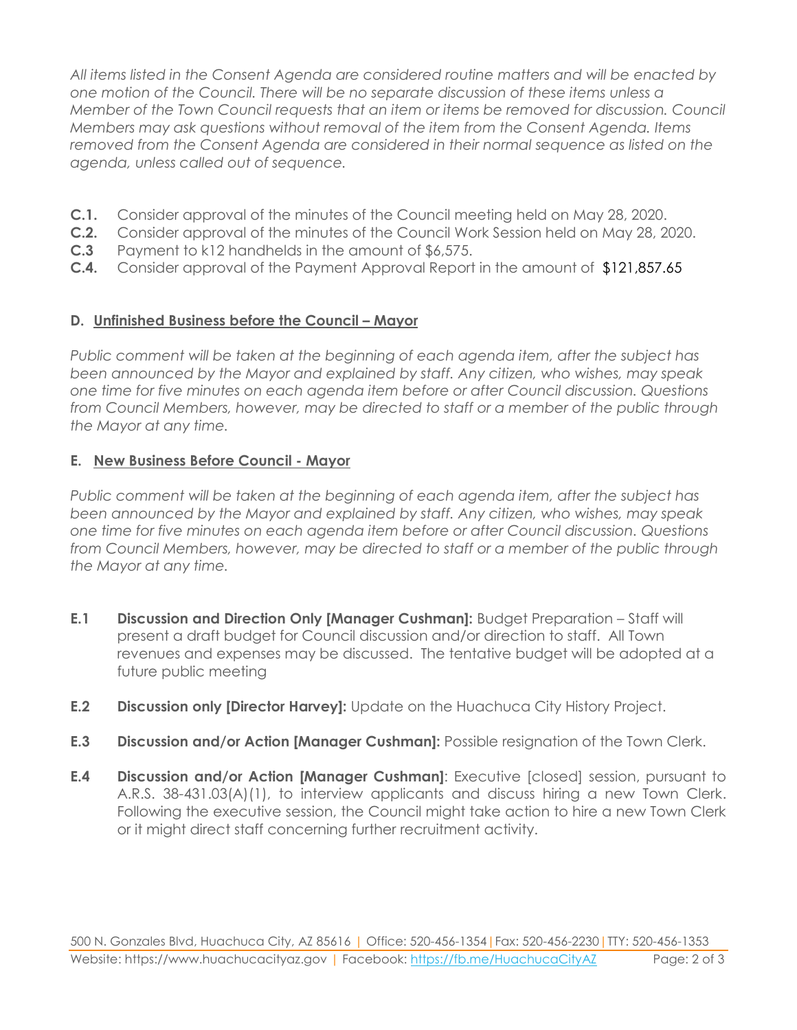*All items listed in the Consent Agenda are considered routine matters and will be enacted by one motion of the Council. There will be no separate discussion of these items unless a Member of the Town Council requests that an item or items be removed for discussion. Council Members may ask questions without removal of the item from the Consent Agenda. Items removed from the Consent Agenda are considered in their normal sequence as listed on the agenda, unless called out of sequence.*

**C.1.** Consider approval of the minutes of the Council meeting held on May 28, 2020.
**C.2.** Consider approval of the minutes of the Council Work Session held on May 28, 2020.
**C.3** Payment to k12 handhelds in the amount of $6,575.
**C.4.** Consider approval of the Payment Approval Report in the amount of $121,857.65

## D. Unfinished Business before the Council – Mayor

*Public comment will be taken at the beginning of each agenda item, after the subject has been announced by the Mayor and explained by staff. Any citizen, who wishes, may speak one time for five minutes on each agenda item before or after Council discussion. Questions from Council Members, however, may be directed to staff or a member of the public through the Mayor at any time.*

## E. New Business Before Council - Mayor

*Public comment will be taken at the beginning of each agenda item, after the subject has been announced by the Mayor and explained by staff. Any citizen, who wishes, may speak one time for five minutes on each agenda item before or after Council discussion. Questions from Council Members, however, may be directed to staff or a member of the public through the Mayor at any time.*

**E.1** **Discussion and Direction Only [Manager Cushman]:** Budget Preparation – Staff will present a draft budget for Council discussion and/or direction to staff. All Town revenues and expenses may be discussed. The tentative budget will be adopted at a future public meeting

**E.2** **Discussion only [Director Harvey]:** Update on the Huachuca City History Project.

**E.3** **Discussion and/or Action [Manager Cushman]:** Possible resignation of the Town Clerk.

**E.4** **Discussion and/or Action [Manager Cushman]**: Executive [closed] session, pursuant to A.R.S. 38-431.03(A)(1), to interview applicants and discuss hiring a new Town Clerk. Following the executive session, the Council might take action to hire a new Town Clerk or it might direct staff concerning further recruitment activity.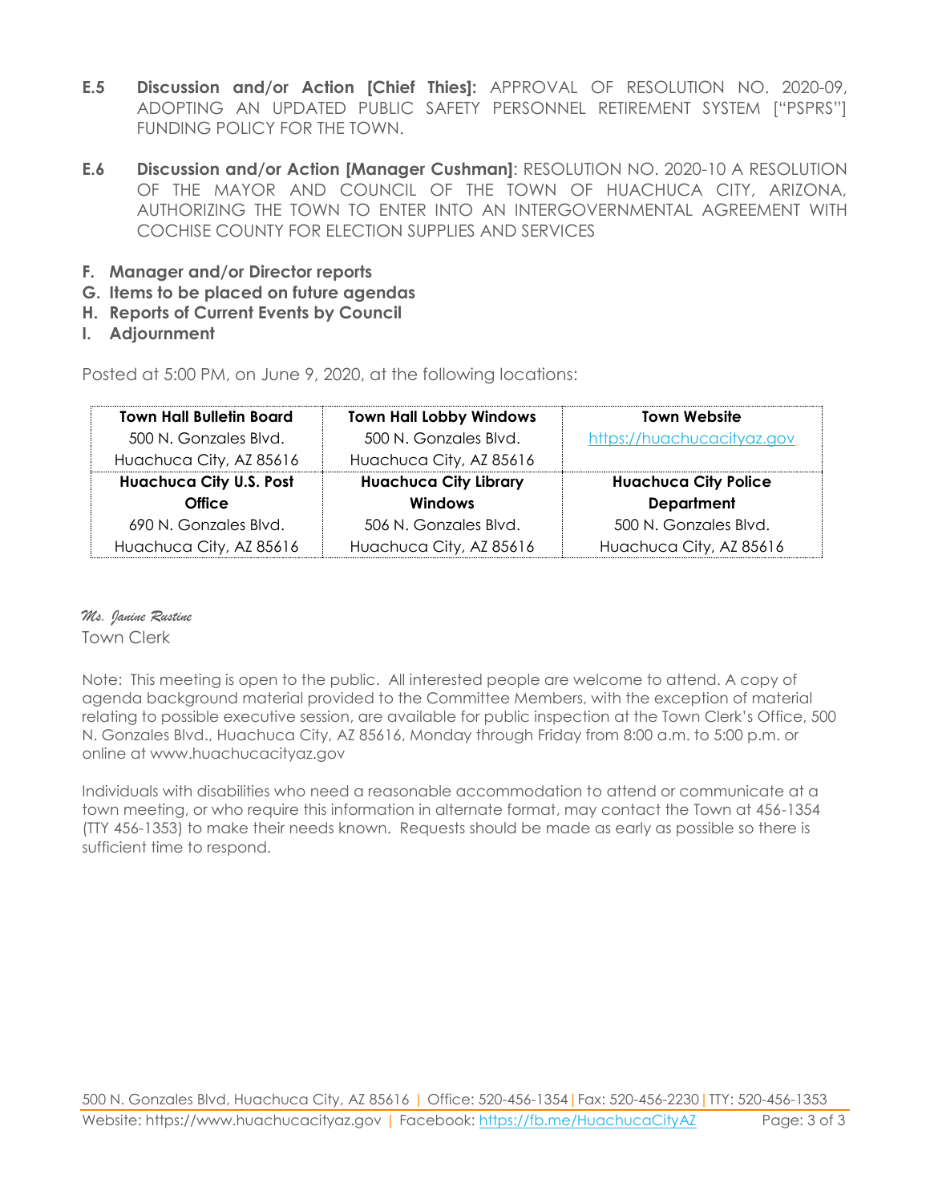**E.5** **Discussion and/or Action [Chief Thies]:** APPROVAL OF RESOLUTION NO. 2020-09, ADOPTING AN UPDATED PUBLIC SAFETY PERSONNEL RETIREMENT SYSTEM ["PSPRS"] FUNDING POLICY FOR THE TOWN.

**E.6** **Discussion and/or Action [Manager Cushman]**: RESOLUTION NO. 2020-10 A RESOLUTION OF THE MAYOR AND COUNCIL OF THE TOWN OF HUACHUCA CITY, ARIZONA, AUTHORIZING THE TOWN TO ENTER INTO AN INTERGOVERNMENTAL AGREEMENT WITH COCHISE COUNTY FOR ELECTION SUPPLIES AND SERVICES

**F. Manager and/or Director reports**

**G. Items to be placed on future agendas**

**H. Reports of Current Events by Council**

**I. Adjournment**

Posted at 5:00 PM, on June 9, 2020, at the following locations:

| | | |
|---|---|---|
| **Town Hall Bulletin Board**<br>500 N. Gonzales Blvd.<br>Huachuca City, AZ 85616 | **Town Hall Lobby Windows**<br>500 N. Gonzales Blvd.<br>Huachuca City, AZ 85616 | **Town Website**<br>https://huachucacityaz.gov |
| **Huachuca City U.S. Post Office**<br>690 N. Gonzales Blvd.<br>Huachuca City, AZ 85616 | **Huachuca City Library Windows**<br>506 N. Gonzales Blvd.<br>Huachuca City, AZ 85616 | **Huachuca City Police Department**<br>500 N. Gonzales Blvd.<br>Huachuca City, AZ 85616 |

*Ms. Janine Rustine*
Town Clerk

Note: This meeting is open to the public. All interested people are welcome to attend. A copy of agenda background material provided to the Committee Members, with the exception of material relating to possible executive session, are available for public inspection at the Town Clerk's Office, 500 N. Gonzales Blvd., Huachuca City, AZ 85616, Monday through Friday from 8:00 a.m. to 5:00 p.m. or online at www.huachucacityaz.gov

Individuals with disabilities who need a reasonable accommodation to attend or communicate at a town meeting, or who require this information in alternate format, may contact the Town at 456-1354 (TTY 456-1353) to make their needs known. Requests should be made as early as possible so there is sufficient time to respond.